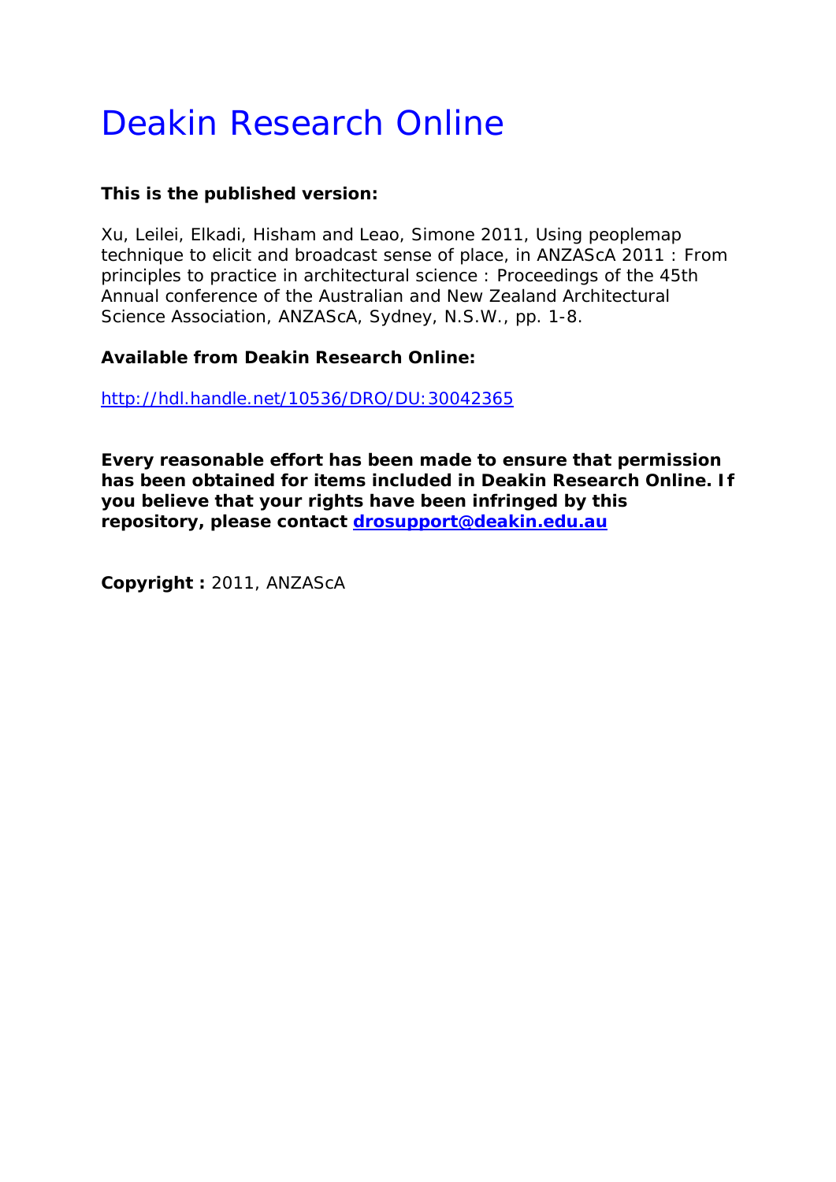# Deakin Research Online

**This is the published version:**

Xu, Leilei, Elkadi, Hisham and Leao, Simone 2011, Using peoplemap technique to elicit and broadcast sense of place, in ANZAScA 2011 : From principles to practice in architectural science : Proceedings of the 45th Annual conference of the Australian and New Zealand Architectural Science Association, ANZAScA, Sydney, N.S.W., pp. 1-8.

**Available from Deakin Research Online:**

http://hdl.handle.net/10536/DRO/DU:30042365

**Every reasonable effort has been made to ensure that permission has been obtained for items included in Deakin Research Online. If you believe that your rights have been infringed by this repository, please contact drosupport@deakin.edu.au**

**Copyright :** 2011, ANZAScA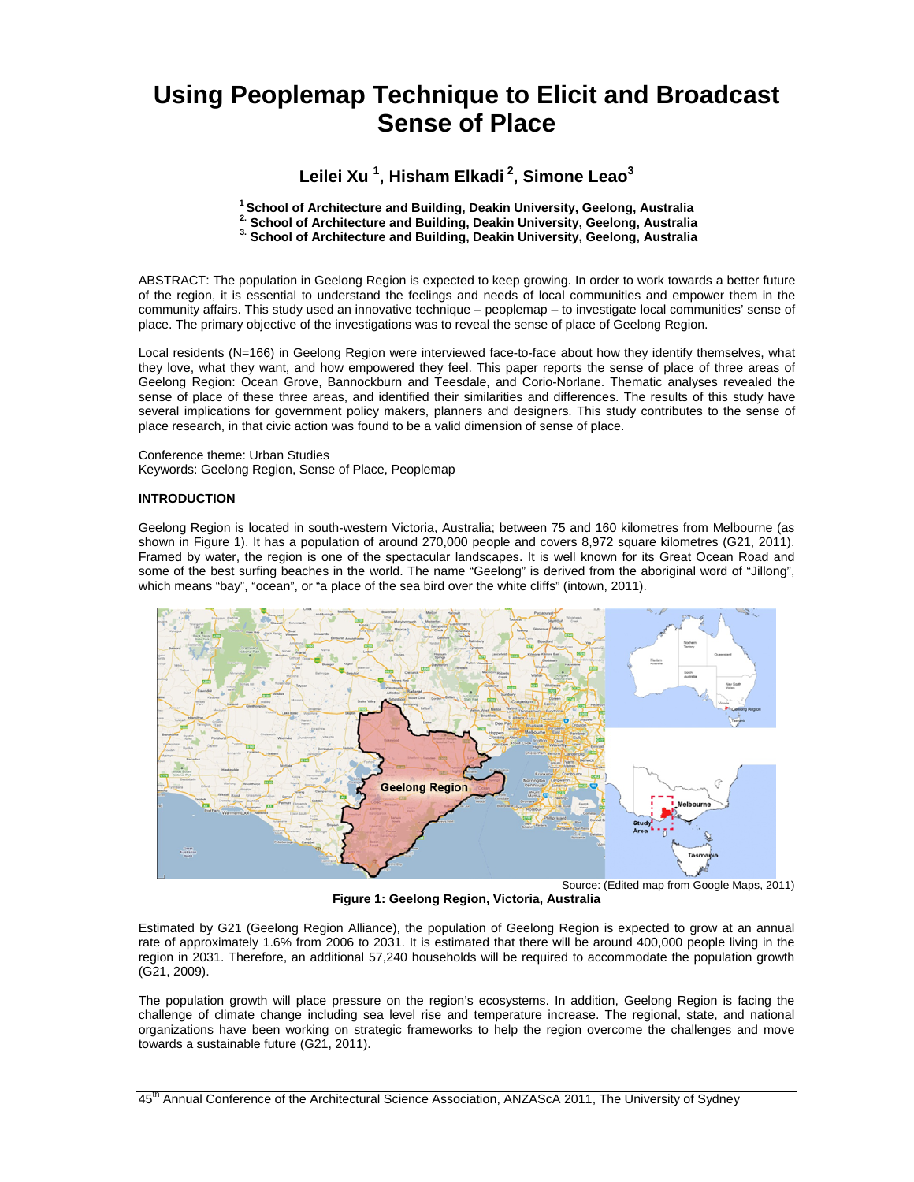# Using Peoplemap Technique to Elicit and Broadcast Sense of Place

## Leilei Xu [1], Hisham Elkadi [2], Simone Leao[3]

**[1] School of Architecture and Building, Deakin University, Geelong, Australia**
**[2] School of Architecture and Building, Deakin University, Geelong, Australia**
**[3] School of Architecture and Building, Deakin University, Geelong, Australia**

ABSTRACT: The population in Geelong Region is expected to keep growing. In order to work towards a better future of the region, it is essential to understand the feelings and needs of local communities and empower them in the community affairs. This study used an innovative technique – peoplemap – to investigate local communities' sense of place. The primary objective of the investigations was to reveal the sense of place of Geelong Region.

Local residents (N=166) in Geelong Region were interviewed face-to-face about how they identify themselves, what they love, what they want, and how empowered they feel. This paper reports the sense of place of three areas of Geelong Region: Ocean Grove, Bannockburn and Teesdale, and Corio-Norlane. Thematic analyses revealed the sense of place of these three areas, and identified their similarities and differences. The results of this study have several implications for government policy makers, planners and designers. This study contributes to the sense of place research, in that civic action was found to be a valid dimension of sense of place.

Conference theme: Urban Studies
Keywords: Geelong Region, Sense of Place, Peoplemap

**INTRODUCTION**

Geelong Region is located in south-western Victoria, Australia; between 75 and 160 kilometres from Melbourne (as shown in Figure 1). It has a population of around 270,000 people and covers 8,972 square kilometres (G21, 2011). Framed by water, the region is one of the spectacular landscapes. It is well known for its Great Ocean Road and some of the best surfing beaches in the world. The name "Geelong" is derived from the aboriginal word of "Jillong", which means "bay", "ocean", or "a place of the sea bird over the white cliffs" (intown, 2011).

Source: (Edited map from Google Maps, 2011)
**Figure 1: Geelong Region, Victoria, Australia**

Estimated by G21 (Geelong Region Alliance), the population of Geelong Region is expected to grow at an annual rate of approximately 1.6% from 2006 to 2031. It is estimated that there will be around 400,000 people living in the region in 2031. Therefore, an additional 57,240 households will be required to accommodate the population growth (G21, 2009).

The population growth will place pressure on the region's ecosystems. In addition, Geelong Region is facing the challenge of climate change including sea level rise and temperature increase. The regional, state, and national organizations have been working on strategic frameworks to help the region overcome the challenges and move towards a sustainable future (G21, 2011).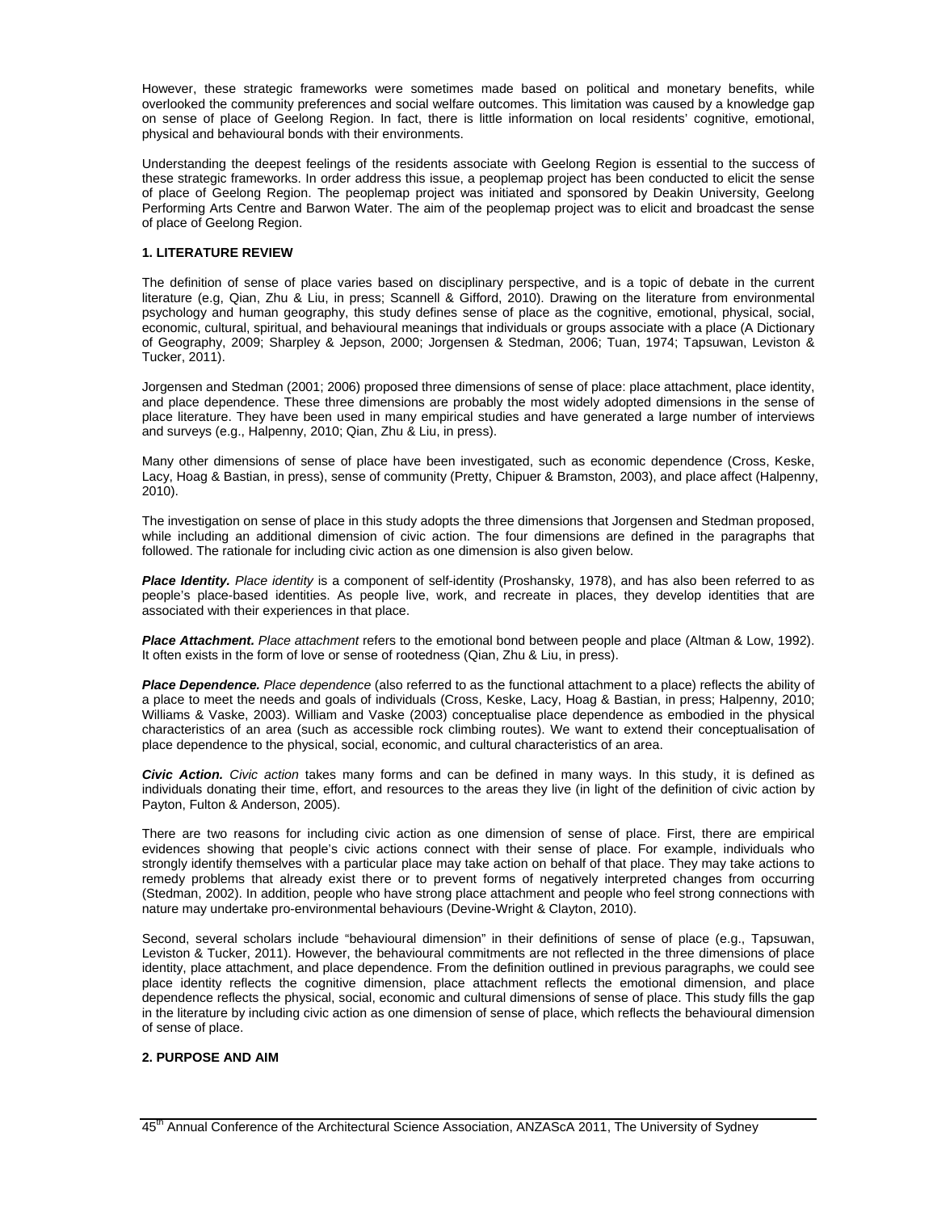However, these strategic frameworks were sometimes made based on political and monetary benefits, while overlooked the community preferences and social welfare outcomes. This limitation was caused by a knowledge gap on sense of place of Geelong Region. In fact, there is little information on local residents' cognitive, emotional, physical and behavioural bonds with their environments.

Understanding the deepest feelings of the residents associate with Geelong Region is essential to the success of these strategic frameworks. In order address this issue, a peoplemap project has been conducted to elicit the sense of place of Geelong Region. The peoplemap project was initiated and sponsored by Deakin University, Geelong Performing Arts Centre and Barwon Water. The aim of the peoplemap project was to elicit and broadcast the sense of place of Geelong Region.

## 1. LITERATURE REVIEW

The definition of sense of place varies based on disciplinary perspective, and is a topic of debate in the current literature (e.g, Qian, Zhu & Liu, in press; Scannell & Gifford, 2010). Drawing on the literature from environmental psychology and human geography, this study defines sense of place as the cognitive, emotional, physical, social, economic, cultural, spiritual, and behavioural meanings that individuals or groups associate with a place (A Dictionary of Geography, 2009; Sharpley & Jepson, 2000; Jorgensen & Stedman, 2006; Tuan, 1974; Tapsuwan, Leviston & Tucker, 2011).

Jorgensen and Stedman (2001; 2006) proposed three dimensions of sense of place: place attachment, place identity, and place dependence. These three dimensions are probably the most widely adopted dimensions in the sense of place literature. They have been used in many empirical studies and have generated a large number of interviews and surveys (e.g., Halpenny, 2010; Qian, Zhu & Liu, in press).

Many other dimensions of sense of place have been investigated, such as economic dependence (Cross, Keske, Lacy, Hoag & Bastian, in press), sense of community (Pretty, Chipuer & Bramston, 2003), and place affect (Halpenny, 2010).

The investigation on sense of place in this study adopts the three dimensions that Jorgensen and Stedman proposed, while including an additional dimension of civic action. The four dimensions are defined in the paragraphs that followed. The rationale for including civic action as one dimension is also given below.

***Place Identity.*** *Place identity* is a component of self-identity (Proshansky, 1978), and has also been referred to as people's place-based identities. As people live, work, and recreate in places, they develop identities that are associated with their experiences in that place.

***Place Attachment.*** *Place attachment* refers to the emotional bond between people and place (Altman & Low, 1992). It often exists in the form of love or sense of rootedness (Qian, Zhu & Liu, in press).

***Place Dependence.*** *Place dependence* (also referred to as the functional attachment to a place) reflects the ability of a place to meet the needs and goals of individuals (Cross, Keske, Lacy, Hoag & Bastian, in press; Halpenny, 2010; Williams & Vaske, 2003). William and Vaske (2003) conceptualise place dependence as embodied in the physical characteristics of an area (such as accessible rock climbing routes). We want to extend their conceptualisation of place dependence to the physical, social, economic, and cultural characteristics of an area.

***Civic Action.*** *Civic action* takes many forms and can be defined in many ways. In this study, it is defined as individuals donating their time, effort, and resources to the areas they live (in light of the definition of civic action by Payton, Fulton & Anderson, 2005).

There are two reasons for including civic action as one dimension of sense of place. First, there are empirical evidences showing that people's civic actions connect with their sense of place. For example, individuals who strongly identify themselves with a particular place may take action on behalf of that place. They may take actions to remedy problems that already exist there or to prevent forms of negatively interpreted changes from occurring (Stedman, 2002). In addition, people who have strong place attachment and people who feel strong connections with nature may undertake pro-environmental behaviours (Devine-Wright & Clayton, 2010).

Second, several scholars include "behavioural dimension" in their definitions of sense of place (e.g., Tapsuwan, Leviston & Tucker, 2011). However, the behavioural commitments are not reflected in the three dimensions of place identity, place attachment, and place dependence. From the definition outlined in previous paragraphs, we could see place identity reflects the cognitive dimension, place attachment reflects the emotional dimension, and place dependence reflects the physical, social, economic and cultural dimensions of sense of place. This study fills the gap in the literature by including civic action as one dimension of sense of place, which reflects the behavioural dimension of sense of place.

## 2. PURPOSE AND AIM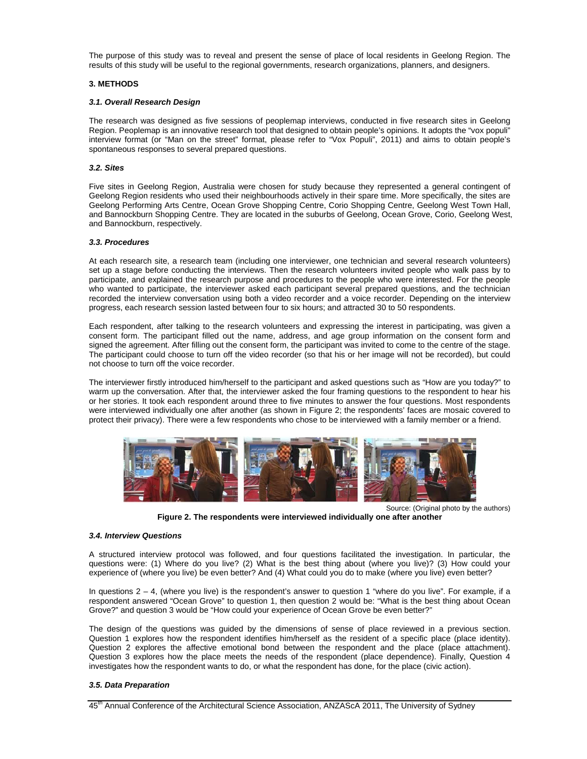The purpose of this study was to reveal and present the sense of place of local residents in Geelong Region. The results of this study will be useful to the regional governments, research organizations, planners, and designers.

## 3. METHODS

### *3.1. Overall Research Design*

The research was designed as five sessions of peoplemap interviews, conducted in five research sites in Geelong Region. Peoplemap is an innovative research tool that designed to obtain people's opinions. It adopts the "vox populi" interview format (or "Man on the street" format, please refer to "Vox Populi", 2011) and aims to obtain people's spontaneous responses to several prepared questions.

### *3.2. Sites*

Five sites in Geelong Region, Australia were chosen for study because they represented a general contingent of Geelong Region residents who used their neighbourhoods actively in their spare time. More specifically, the sites are Geelong Performing Arts Centre, Ocean Grove Shopping Centre, Corio Shopping Centre, Geelong West Town Hall, and Bannockburn Shopping Centre. They are located in the suburbs of Geelong, Ocean Grove, Corio, Geelong West, and Bannockburn, respectively.

### *3.3. Procedures*

At each research site, a research team (including one interviewer, one technician and several research volunteers) set up a stage before conducting the interviews. Then the research volunteers invited people who walk pass by to participate, and explained the research purpose and procedures to the people who were interested. For the people who wanted to participate, the interviewer asked each participant several prepared questions, and the technician recorded the interview conversation using both a video recorder and a voice recorder. Depending on the interview progress, each research session lasted between four to six hours; and attracted 30 to 50 respondents.

Each respondent, after talking to the research volunteers and expressing the interest in participating, was given a consent form. The participant filled out the name, address, and age group information on the consent form and signed the agreement. After filling out the consent form, the participant was invited to come to the centre of the stage. The participant could choose to turn off the video recorder (so that his or her image will not be recorded), but could not choose to turn off the voice recorder.

The interviewer firstly introduced him/herself to the participant and asked questions such as "How are you today?" to warm up the conversation. After that, the interviewer asked the four framing questions to the respondent to hear his or her stories. It took each respondent around three to five minutes to answer the four questions. Most respondents were interviewed individually one after another (as shown in Figure 2; the respondents' faces are mosaic covered to protect their privacy). There were a few respondents who chose to be interviewed with a family member or a friend.

Source: (Original photo by the authors)

**Figure 2. The respondents were interviewed individually one after another**

### *3.4. Interview Questions*

A structured interview protocol was followed, and four questions facilitated the investigation. In particular, the questions were: (1) Where do you live? (2) What is the best thing about (where you live)? (3) How could your experience of (where you live) be even better? And (4) What could you do to make (where you live) even better?

In questions 2 – 4, (where you live) is the respondent's answer to question 1 "where do you live". For example, if a respondent answered "Ocean Grove" to question 1, then question 2 would be: "What is the best thing about Ocean Grove?" and question 3 would be "How could your experience of Ocean Grove be even better?"

The design of the questions was guided by the dimensions of sense of place reviewed in a previous section. Question 1 explores how the respondent identifies him/herself as the resident of a specific place (place identity). Question 2 explores the affective emotional bond between the respondent and the place (place attachment). Question 3 explores how the place meets the needs of the respondent (place dependence). Finally, Question 4 investigates how the respondent wants to do, or what the respondent has done, for the place (civic action).

### *3.5. Data Preparation*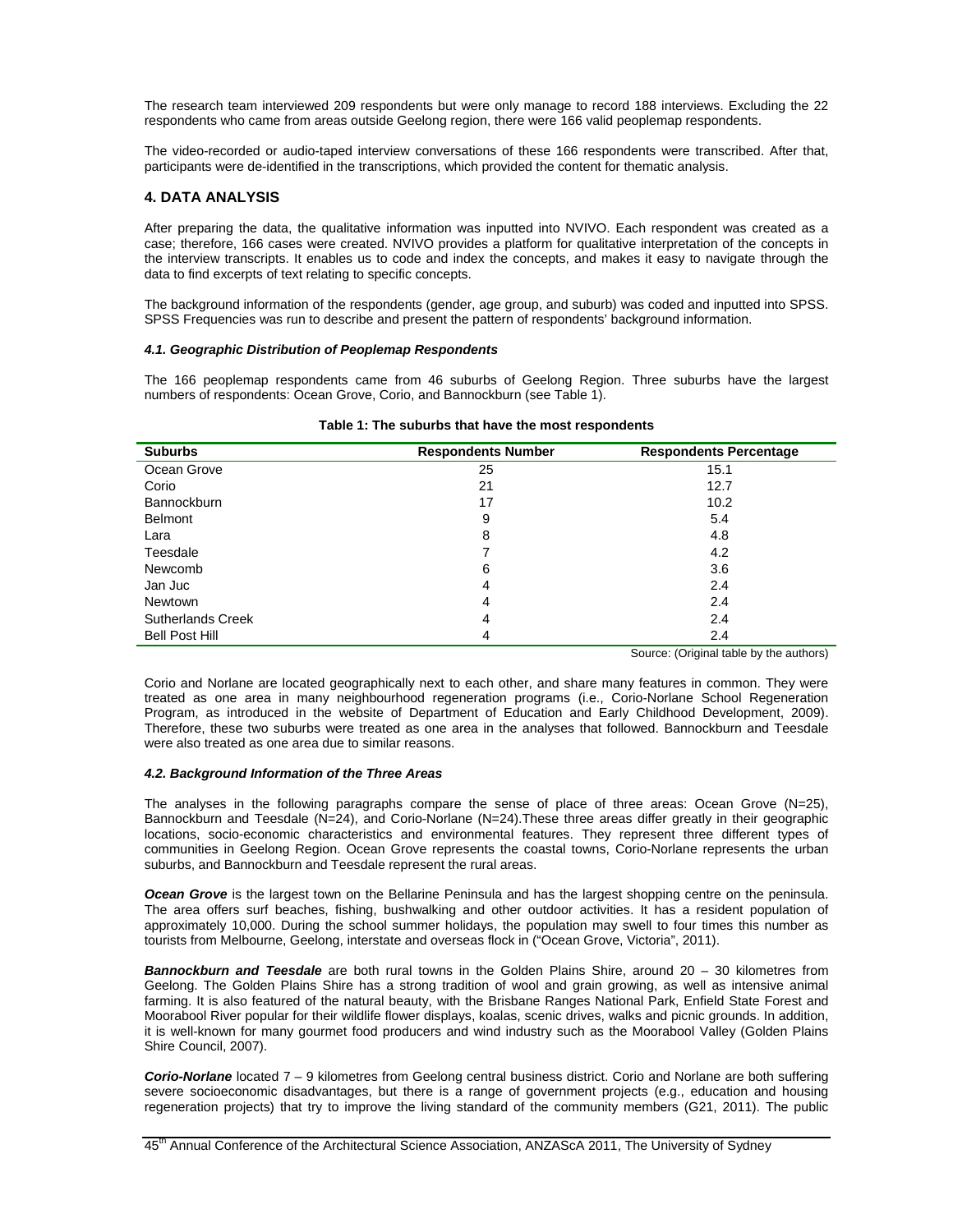The research team interviewed 209 respondents but were only manage to record 188 interviews. Excluding the 22 respondents who came from areas outside Geelong region, there were 166 valid peoplemap respondents.

The video-recorded or audio-taped interview conversations of these 166 respondents were transcribed. After that, participants were de-identified in the transcriptions, which provided the content for thematic analysis.

## 4. DATA ANALYSIS

After preparing the data, the qualitative information was inputted into NVIVO. Each respondent was created as a case; therefore, 166 cases were created. NVIVO provides a platform for qualitative interpretation of the concepts in the interview transcripts. It enables us to code and index the concepts, and makes it easy to navigate through the data to find excerpts of text relating to specific concepts.

The background information of the respondents (gender, age group, and suburb) was coded and inputted into SPSS. SPSS Frequencies was run to describe and present the pattern of respondents' background information.

### *4.1. Geographic Distribution of Peoplemap Respondents*

The 166 peoplemap respondents came from 46 suburbs of Geelong Region. Three suburbs have the largest numbers of respondents: Ocean Grove, Corio, and Bannockburn (see Table 1).

**Table 1: The suburbs that have the most respondents**

| Suburbs | Respondents Number | Respondents Percentage |
|---|---|---|
| Ocean Grove | 25 | 15.1 |
| Corio | 21 | 12.7 |
| Bannockburn | 17 | 10.2 |
| Belmont | 9 | 5.4 |
| Lara | 8 | 4.8 |
| Teesdale | 7 | 4.2 |
| Newcomb | 6 | 3.6 |
| Jan Juc | 4 | 2.4 |
| Newtown | 4 | 2.4 |
| Sutherlands Creek | 4 | 2.4 |
| Bell Post Hill | 4 | 2.4 |

Source: (Original table by the authors)

Corio and Norlane are located geographically next to each other, and share many features in common. They were treated as one area in many neighbourhood regeneration programs (i.e., Corio-Norlane School Regeneration Program, as introduced in the website of Department of Education and Early Childhood Development, 2009). Therefore, these two suburbs were treated as one area in the analyses that followed. Bannockburn and Teesdale were also treated as one area due to similar reasons.

### *4.2. Background Information of the Three Areas*

The analyses in the following paragraphs compare the sense of place of three areas: Ocean Grove (N=25), Bannockburn and Teesdale (N=24), and Corio-Norlane (N=24).These three areas differ greatly in their geographic locations, socio-economic characteristics and environmental features. They represent three different types of communities in Geelong Region. Ocean Grove represents the coastal towns, Corio-Norlane represents the urban suburbs, and Bannockburn and Teesdale represent the rural areas.

***Ocean Grove*** is the largest town on the Bellarine Peninsula and has the largest shopping centre on the peninsula. The area offers surf beaches, fishing, bushwalking and other outdoor activities. It has a resident population of approximately 10,000. During the school summer holidays, the population may swell to four times this number as tourists from Melbourne, Geelong, interstate and overseas flock in ("Ocean Grove, Victoria", 2011).

***Bannockburn and Teesdale*** are both rural towns in the Golden Plains Shire, around 20 – 30 kilometres from Geelong. The Golden Plains Shire has a strong tradition of wool and grain growing, as well as intensive animal farming. It is also featured of the natural beauty, with the Brisbane Ranges National Park, Enfield State Forest and Moorabool River popular for their wildlife flower displays, koalas, scenic drives, walks and picnic grounds. In addition, it is well-known for many gourmet food producers and wind industry such as the Moorabool Valley (Golden Plains Shire Council, 2007).

***Corio-Norlane*** located 7 – 9 kilometres from Geelong central business district. Corio and Norlane are both suffering severe socioeconomic disadvantages, but there is a range of government projects (e.g., education and housing regeneration projects) that try to improve the living standard of the community members (G21, 2011). The public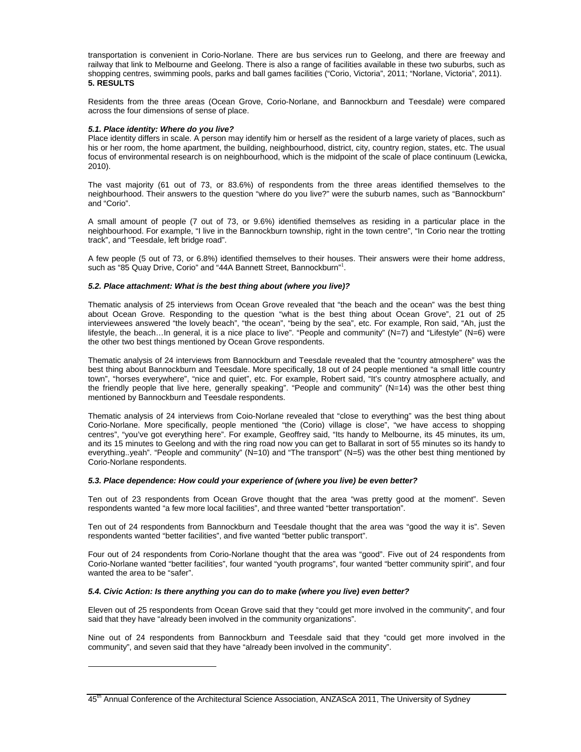transportation is convenient in Corio-Norlane. There are bus services run to Geelong, and there are freeway and railway that link to Melbourne and Geelong. There is also a range of facilities available in these two suburbs, such as shopping centres, swimming pools, parks and ball games facilities ("Corio, Victoria", 2011; "Norlane, Victoria", 2011).

## 5. RESULTS

Residents from the three areas (Ocean Grove, Corio-Norlane, and Bannockburn and Teesdale) were compared across the four dimensions of sense of place.

### *5.1. Place identity: Where do you live?*

Place identity differs in scale. A person may identify him or herself as the resident of a large variety of places, such as his or her room, the home apartment, the building, neighbourhood, district, city, country region, states, etc. The usual focus of environmental research is on neighbourhood, which is the midpoint of the scale of place continuum (Lewicka, 2010).

The vast majority (61 out of 73, or 83.6%) of respondents from the three areas identified themselves to the neighbourhood. Their answers to the question "where do you live?" were the suburb names, such as "Bannockburn" and "Corio".

A small amount of people (7 out of 73, or 9.6%) identified themselves as residing in a particular place in the neighbourhood. For example, "I live in the Bannockburn township, right in the town centre", "In Corio near the trotting track", and "Teesdale, left bridge road".

A few people (5 out of 73, or 6.8%) identified themselves to their houses. Their answers were their home address, such as "85 Quay Drive, Corio" and "44A Bannett Street, Bannockburn"[i].

### *5.2. Place attachment: What is the best thing about (where you live)?*

Thematic analysis of 25 interviews from Ocean Grove revealed that "the beach and the ocean" was the best thing about Ocean Grove. Responding to the question "what is the best thing about Ocean Grove", 21 out of 25 interviewees answered "the lovely beach", "the ocean", "being by the sea", etc. For example, Ron said, "Ah, just the lifestyle, the beach…In general, it is a nice place to live". "People and community" (N=7) and "Lifestyle" (N=6) were the other two best things mentioned by Ocean Grove respondents.

Thematic analysis of 24 interviews from Bannockburn and Teesdale revealed that the "country atmosphere" was the best thing about Bannockburn and Teesdale. More specifically, 18 out of 24 people mentioned "a small little country town", "horses everywhere", "nice and quiet", etc. For example, Robert said, "It's country atmosphere actually, and the friendly people that live here, generally speaking". "People and community" (N=14) was the other best thing mentioned by Bannockburn and Teesdale respondents.

Thematic analysis of 24 interviews from Coio-Norlane revealed that "close to everything" was the best thing about Corio-Norlane. More specifically, people mentioned "the (Corio) village is close", "we have access to shopping centres", "you've got everything here". For example, Geoffrey said, "Its handy to Melbourne, its 45 minutes, its um, and its 15 minutes to Geelong and with the ring road now you can get to Ballarat in sort of 55 minutes so its handy to everything..yeah". "People and community" (N=10) and "The transport" (N=5) was the other best thing mentioned by Corio-Norlane respondents.

### *5.3. Place dependence: How could your experience of (where you live) be even better?*

Ten out of 23 respondents from Ocean Grove thought that the area "was pretty good at the moment". Seven respondents wanted "a few more local facilities", and three wanted "better transportation".

Ten out of 24 respondents from Bannockburn and Teesdale thought that the area was "good the way it is". Seven respondents wanted "better facilities", and five wanted "better public transport".

Four out of 24 respondents from Corio-Norlane thought that the area was "good". Five out of 24 respondents from Corio-Norlane wanted "better facilities", four wanted "youth programs", four wanted "better community spirit", and four wanted the area to be "safer".

### *5.4. Civic Action: Is there anything you can do to make (where you live) even better?*

Eleven out of 25 respondents from Ocean Grove said that they "could get more involved in the community", and four said that they have "already been involved in the community organizations".

Nine out of 24 respondents from Bannockburn and Teesdale said that they "could get more involved in the community", and seven said that they have "already been involved in the community".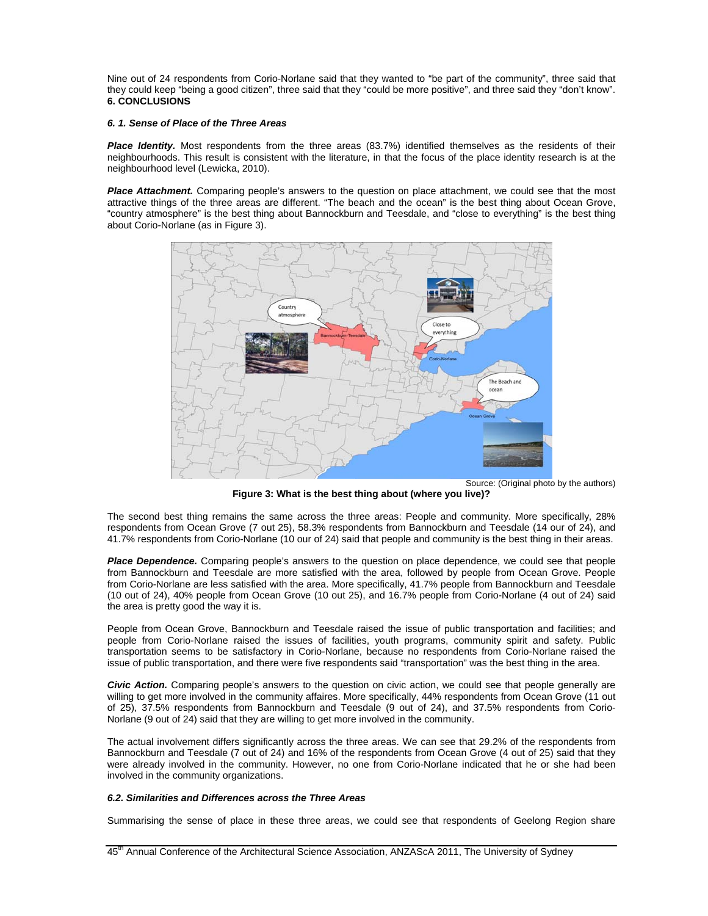Nine out of 24 respondents from Corio-Norlane said that they wanted to "be part of the community", three said that they could keep "being a good citizen", three said that they "could be more positive", and three said they "don't know".

## 6. CONCLUSIONS

### *6. 1. Sense of Place of the Three Areas*

***Place Identity.*** Most respondents from the three areas (83.7%) identified themselves as the residents of their neighbourhoods. This result is consistent with the literature, in that the focus of the place identity research is at the neighbourhood level (Lewicka, 2010).

***Place Attachment.*** Comparing people's answers to the question on place attachment, we could see that the most attractive things of the three areas are different. "The beach and the ocean" is the best thing about Ocean Grove, "country atmosphere" is the best thing about Bannockburn and Teesdale, and "close to everything" is the best thing about Corio-Norlane (as in Figure 3).

Source: (Original photo by the authors)

**Figure 3: What is the best thing about (where you live)?**

The second best thing remains the same across the three areas: People and community. More specifically, 28% respondents from Ocean Grove (7 out 25), 58.3% respondents from Bannockburn and Teesdale (14 our of 24), and 41.7% respondents from Corio-Norlane (10 our of 24) said that people and community is the best thing in their areas.

***Place Dependence.*** Comparing people's answers to the question on place dependence, we could see that people from Bannockburn and Teesdale are more satisfied with the area, followed by people from Ocean Grove. People from Corio-Norlane are less satisfied with the area. More specifically, 41.7% people from Bannockburn and Teesdale (10 out of 24), 40% people from Ocean Grove (10 out 25), and 16.7% people from Corio-Norlane (4 out of 24) said the area is pretty good the way it is.

People from Ocean Grove, Bannockburn and Teesdale raised the issue of public transportation and facilities; and people from Corio-Norlane raised the issues of facilities, youth programs, community spirit and safety. Public transportation seems to be satisfactory in Corio-Norlane, because no respondents from Corio-Norlane raised the issue of public transportation, and there were five respondents said "transportation" was the best thing in the area.

***Civic Action.*** Comparing people's answers to the question on civic action, we could see that people generally are willing to get more involved in the community affaires. More specifically, 44% respondents from Ocean Grove (11 out of 25), 37.5% respondents from Bannockburn and Teesdale (9 out of 24), and 37.5% respondents from Corio-Norlane (9 out of 24) said that they are willing to get more involved in the community.

The actual involvement differs significantly across the three areas. We can see that 29.2% of the respondents from Bannockburn and Teesdale (7 out of 24) and 16% of the respondents from Ocean Grove (4 out of 25) said that they were already involved in the community. However, no one from Corio-Norlane indicated that he or she had been involved in the community organizations.

### *6.2. Similarities and Differences across the Three Areas*

Summarising the sense of place in these three areas, we could see that respondents of Geelong Region share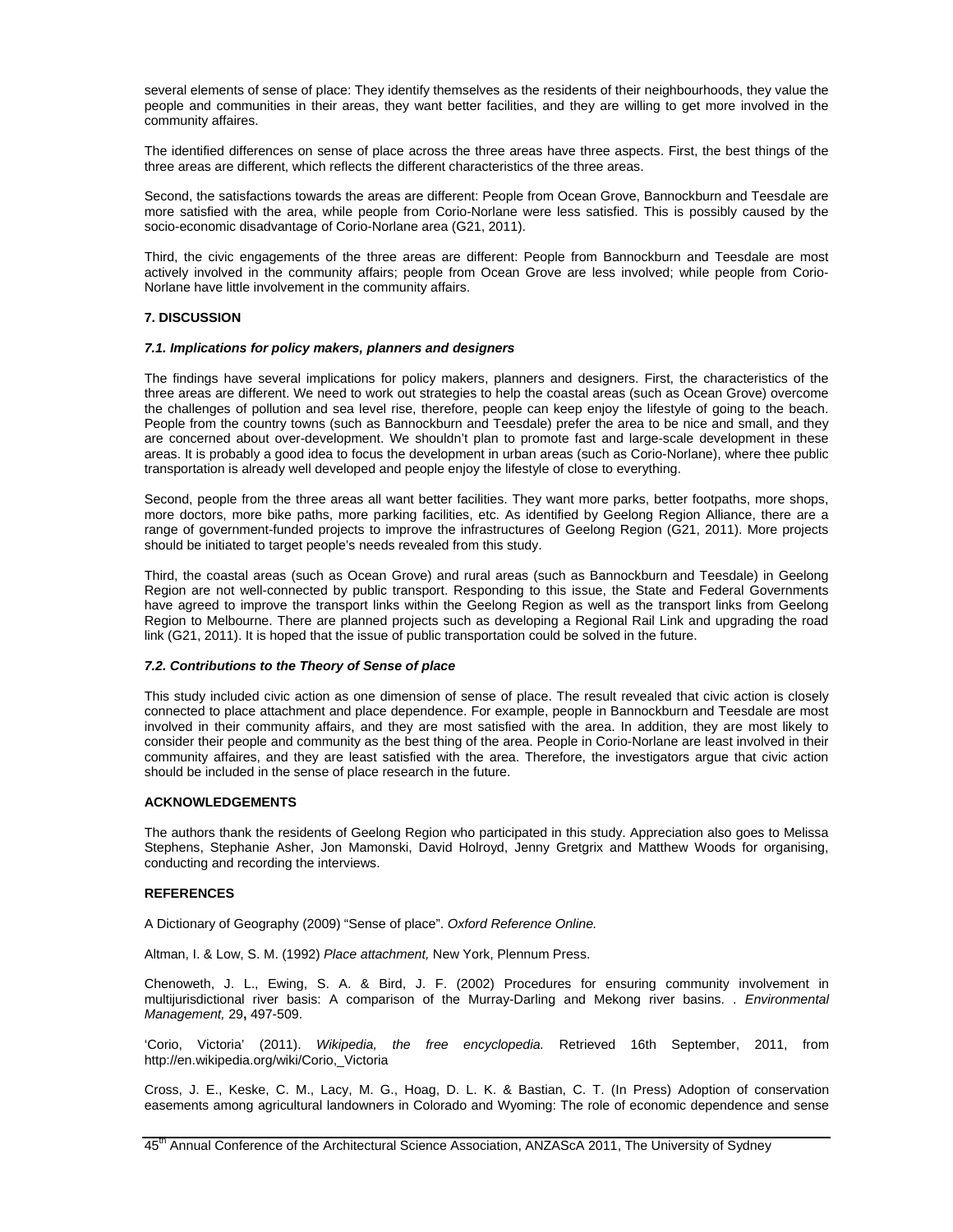several elements of sense of place: They identify themselves as the residents of their neighbourhoods, they value the people and communities in their areas, they want better facilities, and they are willing to get more involved in the community affaires.

The identified differences on sense of place across the three areas have three aspects. First, the best things of the three areas are different, which reflects the different characteristics of the three areas.

Second, the satisfactions towards the areas are different: People from Ocean Grove, Bannockburn and Teesdale are more satisfied with the area, while people from Corio-Norlane were less satisfied. This is possibly caused by the socio-economic disadvantage of Corio-Norlane area (G21, 2011).

Third, the civic engagements of the three areas are different: People from Bannockburn and Teesdale are most actively involved in the community affairs; people from Ocean Grove are less involved; while people from Corio-Norlane have little involvement in the community affairs.

## 7. DISCUSSION

### *7.1. Implications for policy makers, planners and designers*

The findings have several implications for policy makers, planners and designers. First, the characteristics of the three areas are different. We need to work out strategies to help the coastal areas (such as Ocean Grove) overcome the challenges of pollution and sea level rise, therefore, people can keep enjoy the lifestyle of going to the beach. People from the country towns (such as Bannockburn and Teesdale) prefer the area to be nice and small, and they are concerned about over-development. We shouldn't plan to promote fast and large-scale development in these areas. It is probably a good idea to focus the development in urban areas (such as Corio-Norlane), where thee public transportation is already well developed and people enjoy the lifestyle of close to everything.

Second, people from the three areas all want better facilities. They want more parks, better footpaths, more shops, more doctors, more bike paths, more parking facilities, etc. As identified by Geelong Region Alliance, there are a range of government-funded projects to improve the infrastructures of Geelong Region (G21, 2011). More projects should be initiated to target people's needs revealed from this study.

Third, the coastal areas (such as Ocean Grove) and rural areas (such as Bannockburn and Teesdale) in Geelong Region are not well-connected by public transport. Responding to this issue, the State and Federal Governments have agreed to improve the transport links within the Geelong Region as well as the transport links from Geelong Region to Melbourne. There are planned projects such as developing a Regional Rail Link and upgrading the road link (G21, 2011). It is hoped that the issue of public transportation could be solved in the future.

### *7.2. Contributions to the Theory of Sense of place*

This study included civic action as one dimension of sense of place. The result revealed that civic action is closely connected to place attachment and place dependence. For example, people in Bannockburn and Teesdale are most involved in their community affairs, and they are most satisfied with the area. In addition, they are most likely to consider their people and community as the best thing of the area. People in Corio-Norlane are least involved in their community affaires, and they are least satisfied with the area. Therefore, the investigators argue that civic action should be included in the sense of place research in the future.

## ACKNOWLEDGEMENTS

The authors thank the residents of Geelong Region who participated in this study. Appreciation also goes to Melissa Stephens, Stephanie Asher, Jon Mamonski, David Holroyd, Jenny Gretgrix and Matthew Woods for organising, conducting and recording the interviews.

## REFERENCES

A Dictionary of Geography (2009) "Sense of place". *Oxford Reference Online.*

Altman, I. & Low, S. M. (1992) *Place attachment,* New York, Plennum Press.

Chenoweth, J. L., Ewing, S. A. & Bird, J. F. (2002) Procedures for ensuring community involvement in multijurisdictional river basis: A comparison of the Murray-Darling and Mekong river basins. . *Environmental Management,* 29**,** 497-509.

'Corio, Victoria' (2011). *Wikipedia, the free encyclopedia.* Retrieved 16th September, 2011, from http://en.wikipedia.org/wiki/Corio,_Victoria

Cross, J. E., Keske, C. M., Lacy, M. G., Hoag, D. L. K. & Bastian, C. T. (In Press) Adoption of conservation easements among agricultural landowners in Colorado and Wyoming: The role of economic dependence and sense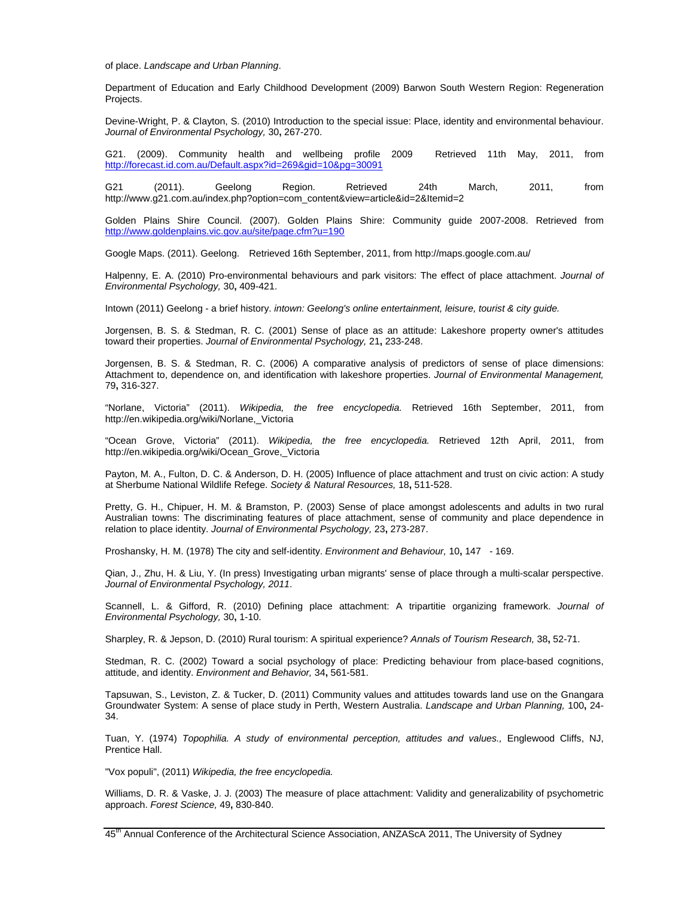of place. *Landscape and Urban Planning*.

Department of Education and Early Childhood Development (2009) Barwon South Western Region: Regeneration Projects.

Devine-Wright, P. & Clayton, S. (2010) Introduction to the special issue: Place, identity and environmental behaviour. *Journal of Environmental Psychology,* 30**,** 267-270.

G21. (2009). Community health and wellbeing profile 2009 Retrieved 11th May, 2011, from http://forecast.id.com.au/Default.aspx?id=269&gid=10&pg=30091

G21 (2011). Geelong Region. Retrieved 24th March, 2011, from http://www.g21.com.au/index.php?option=com_content&view=article&id=2&Itemid=2

Golden Plains Shire Council. (2007). Golden Plains Shire: Community guide 2007-2008. Retrieved from http://www.goldenplains.vic.gov.au/site/page.cfm?u=190

Google Maps. (2011). Geelong. Retrieved 16th September, 2011, from http://maps.google.com.au/

Halpenny, E. A. (2010) Pro-environmental behaviours and park visitors: The effect of place attachment. *Journal of Environmental Psychology,* 30**,** 409-421.

Intown (2011) Geelong - a brief history. *intown: Geelong's online entertainment, leisure, tourist & city guide.*

Jorgensen, B. S. & Stedman, R. C. (2001) Sense of place as an attitude: Lakeshore property owner's attitudes toward their properties. *Journal of Environmental Psychology,* 21**,** 233-248.

Jorgensen, B. S. & Stedman, R. C. (2006) A comparative analysis of predictors of sense of place dimensions: Attachment to, dependence on, and identification with lakeshore properties. *Journal of Environmental Management,* 79**,** 316-327.

"Norlane, Victoria" (2011). *Wikipedia, the free encyclopedia.* Retrieved 16th September, 2011, from http://en.wikipedia.org/wiki/Norlane,_Victoria

"Ocean Grove, Victoria" (2011). *Wikipedia, the free encyclopedia.* Retrieved 12th April, 2011, from http://en.wikipedia.org/wiki/Ocean_Grove,_Victoria

Payton, M. A., Fulton, D. C. & Anderson, D. H. (2005) Influence of place attachment and trust on civic action: A study at Sherbume National Wildlife Refege. *Society & Natural Resources,* 18**,** 511-528.

Pretty, G. H., Chipuer, H. M. & Bramston, P. (2003) Sense of place amongst adolescents and adults in two rural Australian towns: The discriminating features of place attachment, sense of community and place dependence in relation to place identity. *Journal of Environmental Psychology,* 23**,** 273-287.

Proshansky, H. M. (1978) The city and self-identity. *Environment and Behaviour,* 10**,** 147 - 169.

Qian, J., Zhu, H. & Liu, Y. (In press) Investigating urban migrants' sense of place through a multi-scalar perspective. *Journal of Environmental Psychology, 2011*.

Scannell, L. & Gifford, R. (2010) Defining place attachment: A tripartitie organizing framework. *Journal of Environmental Psychology,* 30**,** 1-10.

Sharpley, R. & Jepson, D. (2010) Rural tourism: A spiritual experience? *Annals of Tourism Research,* 38**,** 52-71.

Stedman, R. C. (2002) Toward a social psychology of place: Predicting behaviour from place-based cognitions, attitude, and identity. *Environment and Behavior,* 34**,** 561-581.

Tapsuwan, S., Leviston, Z. & Tucker, D. (2011) Community values and attitudes towards land use on the Gnangara Groundwater System: A sense of place study in Perth, Western Australia. *Landscape and Urban Planning,* 100**,** 24-34.

Tuan, Y. (1974) *Topophilia. A study of environmental perception, attitudes and values.,* Englewood Cliffs, NJ, Prentice Hall.

"Vox populi", (2011) *Wikipedia, the free encyclopedia.*

Williams, D. R. & Vaske, J. J. (2003) The measure of place attachment: Validity and generalizability of psychometric approach. *Forest Science,* 49**,** 830-840.